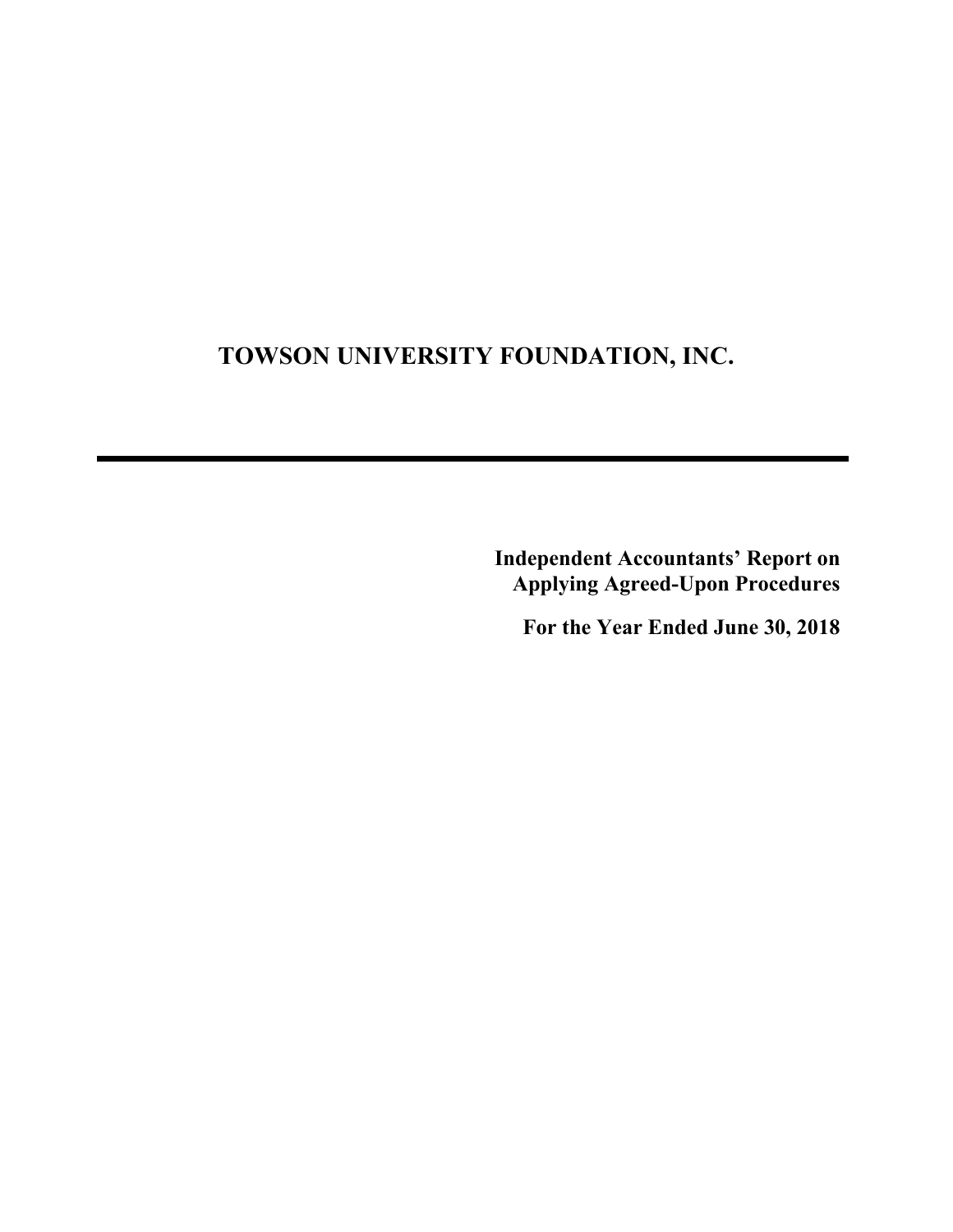# TOWSON UNIVERSITY FOUNDATION, INC.

---

**Independent Accountants' Report on Applying Agreed-Upon Procedures**

**For the Year Ended June 30, 2018**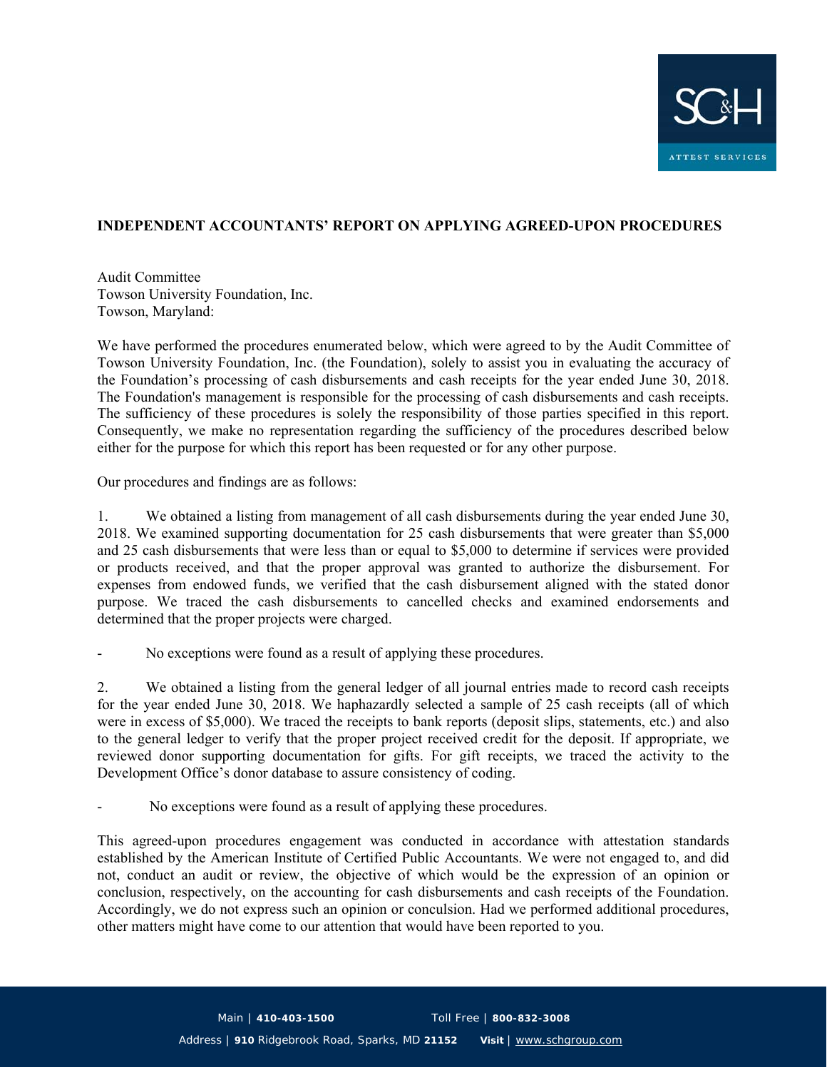# INDEPENDENT ACCOUNTANTS' REPORT ON APPLYING AGREED-UPON PROCEDURES

Audit Committee
Towson University Foundation, Inc.
Towson, Maryland:

We have performed the procedures enumerated below, which were agreed to by the Audit Committee of Towson University Foundation, Inc. (the Foundation), solely to assist you in evaluating the accuracy of the Foundation's processing of cash disbursements and cash receipts for the year ended June 30, 2018. The Foundation's management is responsible for the processing of cash disbursements and cash receipts. The sufficiency of these procedures is solely the responsibility of those parties specified in this report. Consequently, we make no representation regarding the sufficiency of the procedures described below either for the purpose for which this report has been requested or for any other purpose.

Our procedures and findings are as follows:

1. We obtained a listing from management of all cash disbursements during the year ended June 30, 2018. We examined supporting documentation for 25 cash disbursements that were greater than $5,000 and 25 cash disbursements that were less than or equal to $5,000 to determine if services were provided or products received, and that the proper approval was granted to authorize the disbursement. For expenses from endowed funds, we verified that the cash disbursement aligned with the stated donor purpose. We traced the cash disbursements to cancelled checks and examined endorsements and determined that the proper projects were charged.

- No exceptions were found as a result of applying these procedures.

2. We obtained a listing from the general ledger of all journal entries made to record cash receipts for the year ended June 30, 2018. We haphazardly selected a sample of 25 cash receipts (all of which were in excess of $5,000). We traced the receipts to bank reports (deposit slips, statements, etc.) and also to the general ledger to verify that the proper project received credit for the deposit. If appropriate, we reviewed donor supporting documentation for gifts. For gift receipts, we traced the activity to the Development Office's donor database to assure consistency of coding.

- No exceptions were found as a result of applying these procedures.

This agreed-upon procedures engagement was conducted in accordance with attestation standards established by the American Institute of Certified Public Accountants. We were not engaged to, and did not, conduct an audit or review, the objective of which would be the expression of an opinion or conclusion, respectively, on the accounting for cash disbursements and cash receipts of the Foundation. Accordingly, we do not express such an opinion or conculsion. Had we performed additional procedures, other matters might have come to our attention that would have been reported to you.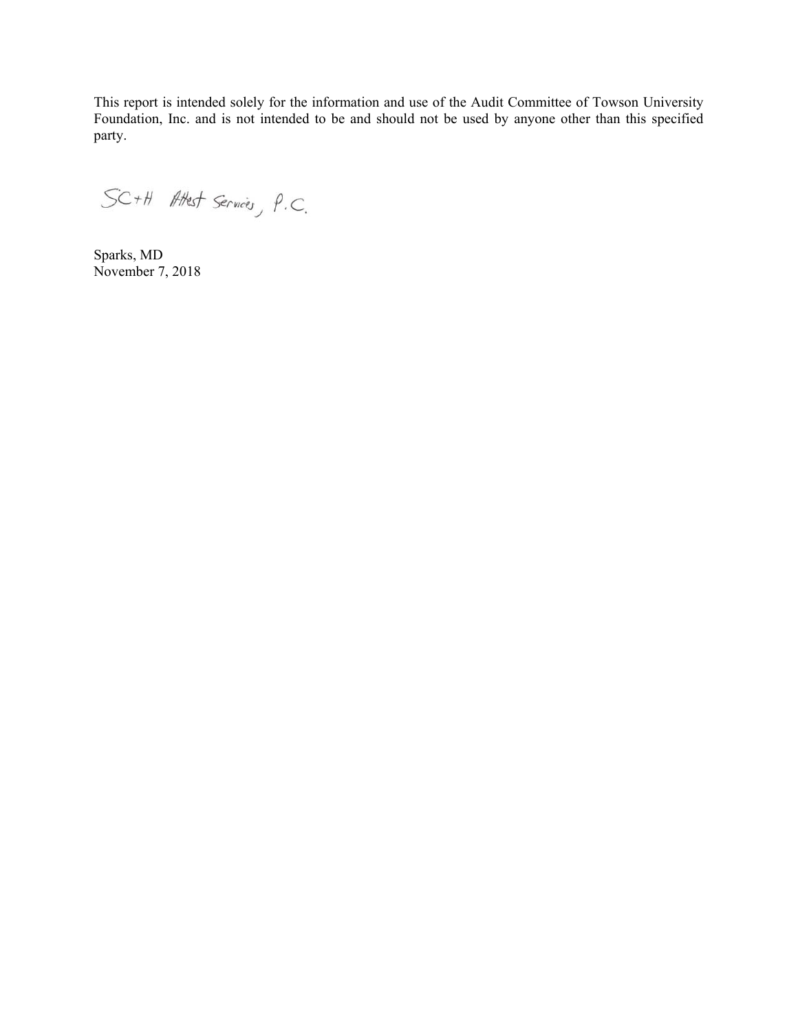This report is intended solely for the information and use of the Audit Committee of Towson University Foundation, Inc. and is not intended to be and should not be used by anyone other than this specified party.

SC+H Attest Services, P.C.

Sparks, MD
November 7, 2018